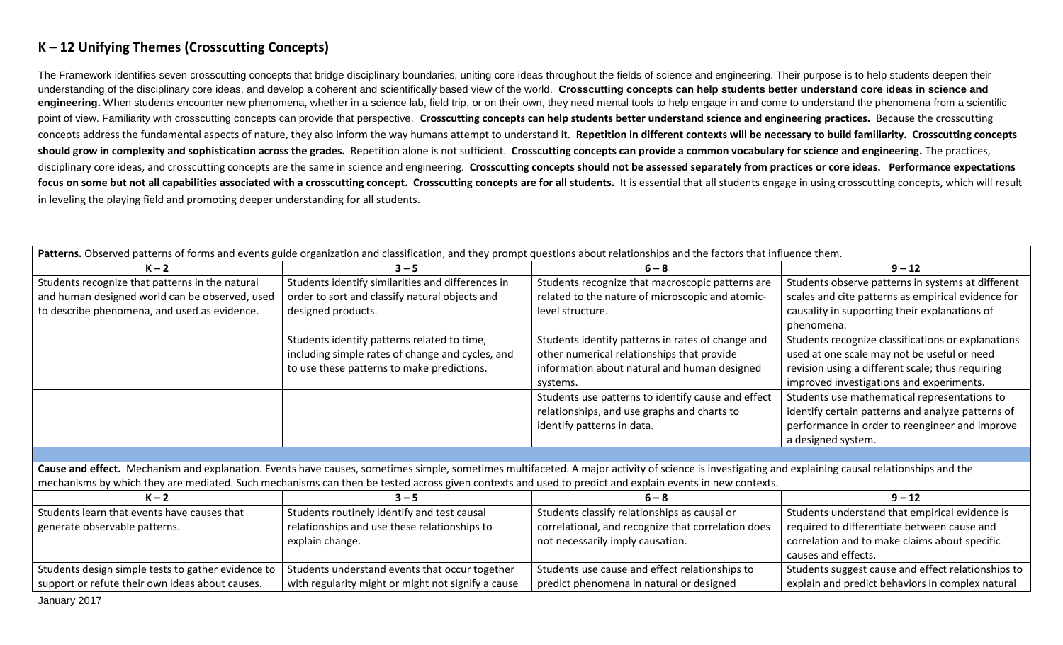## K – 12 Unifying Themes (Crosscutting Concepts)

The Framework identifies seven crosscutting concepts that bridge disciplinary boundaries, uniting core ideas throughout the fields of science and engineering. Their purpose is to help students deepen their understanding of the disciplinary core ideas, and develop a coherent and scientifically based view of the world. **Crosscutting concepts can help students better understand core ideas in science and engineering.** When students encounter new phenomena, whether in a science lab, field trip, or on their own, they need mental tools to help engage in and come to understand the phenomena from a scientific point of view. Familiarity with crosscutting concepts can provide that perspective. **Crosscutting concepts can help students better understand science and engineering practices.** Because the crosscutting concepts address the fundamental aspects of nature, they also inform the way humans attempt to understand it. **Repetition in different contexts will be necessary to build familiarity. Crosscutting concepts should grow in complexity and sophistication across the grades.** Repetition alone is not sufficient. **Crosscutting concepts can provide a common vocabulary for science and engineering.** The practices, disciplinary core ideas, and crosscutting concepts are the same in science and engineering. **Crosscutting concepts should not be assessed separately from practices or core ideas. Performance expectations focus on some but not all capabilities associated with a crosscutting concept. Crosscutting concepts are for all students.** It is essential that all students engage in using crosscutting concepts, which will result in leveling the playing field and promoting deeper understanding for all students.

| **Patterns.** Observed patterns of forms and events guide organization and classification, and they prompt questions about relationships and the factors that influence them. | | | |
|---|---|---|---|
| **K – 2** | **3 – 5** | **6 – 8** | **9 – 12** |
| Students recognize that patterns in the natural and human designed world can be observed, used to describe phenomena, and used as evidence. | Students identify similarities and differences in order to sort and classify natural objects and designed products. | Students recognize that macroscopic patterns are related to the nature of microscopic and atomic-level structure. | Students observe patterns in systems at different scales and cite patterns as empirical evidence for causality in supporting their explanations of phenomena. |
| | Students identify patterns related to time, including simple rates of change and cycles, and to use these patterns to make predictions. | Students identify patterns in rates of change and other numerical relationships that provide information about natural and human designed systems. | Students recognize classifications or explanations used at one scale may not be useful or need revision using a different scale; thus requiring improved investigations and experiments. |
| | | Students use patterns to identify cause and effect relationships, and use graphs and charts to identify patterns in data. | Students use mathematical representations to identify certain patterns and analyze patterns of performance in order to reengineer and improve a designed system. |

| **Cause and effect.** Mechanism and explanation. Events have causes, sometimes simple, sometimes multifaceted. A major activity of science is investigating and explaining causal relationships and the mechanisms by which they are mediated. Such mechanisms can then be tested across given contexts and used to predict and explain events in new contexts. | | | |
|---|---|---|---|
| **K – 2** | **3 – 5** | **6 – 8** | **9 – 12** |
| Students learn that events have causes that generate observable patterns. | Students routinely identify and test causal relationships and use these relationships to explain change. | Students classify relationships as causal or correlational, and recognize that correlation does not necessarily imply causation. | Students understand that empirical evidence is required to differentiate between cause and correlation and to make claims about specific causes and effects. |
| Students design simple tests to gather evidence to support or refute their own ideas about causes. | Students understand events that occur together with regularity might or might not signify a cause | Students use cause and effect relationships to predict phenomena in natural or designed | Students suggest cause and effect relationships to explain and predict behaviors in complex natural |

January 2017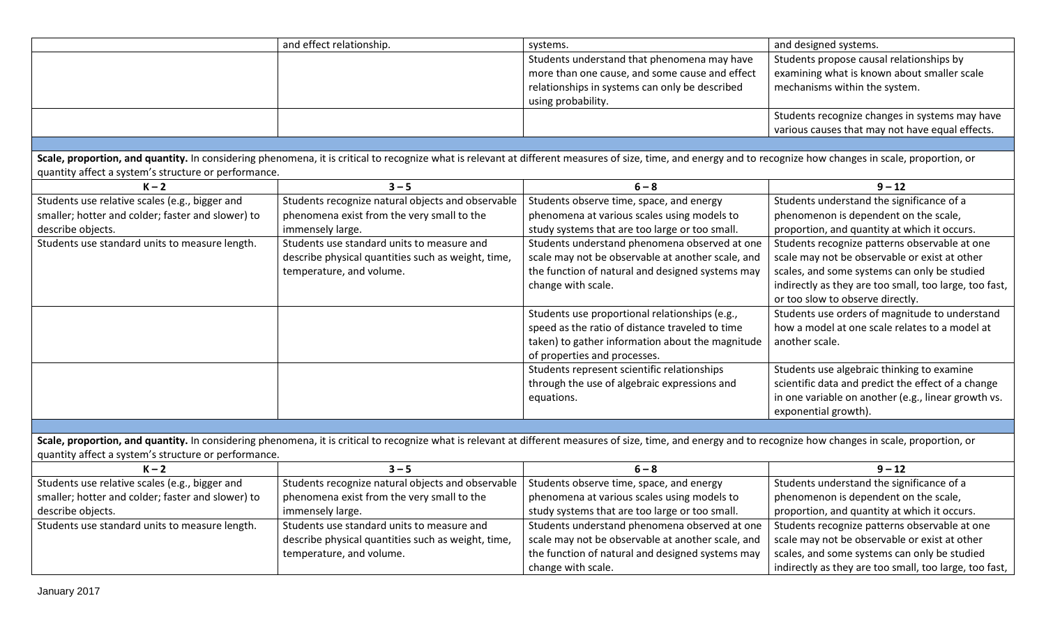| | | | |
|---|---|---|---|
| | and effect relationship. | systems. | and designed systems. |
| | | Students understand that phenomena may have more than one cause, and some cause and effect relationships in systems can only be described using probability. | Students propose causal relationships by examining what is known about smaller scale mechanisms within the system. |
| | | | Students recognize changes in systems may have various causes that may not have equal effects. |

**Scale, proportion, and quantity.** In considering phenomena, it is critical to recognize what is relevant at different measures of size, time, and energy and to recognize how changes in scale, proportion, or quantity affect a system's structure or performance.

| K – 2 | 3 – 5 | 6 – 8 | 9 – 12 |
|---|---|---|---|
| Students use relative scales (e.g., bigger and smaller; hotter and colder; faster and slower) to describe objects. | Students recognize natural objects and observable phenomena exist from the very small to the immensely large. | Students observe time, space, and energy phenomena at various scales using models to study systems that are too large or too small. | Students understand the significance of a phenomenon is dependent on the scale, proportion, and quantity at which it occurs. |
| Students use standard units to measure length. | Students use standard units to measure and describe physical quantities such as weight, time, temperature, and volume. | Students understand phenomena observed at one scale may not be observable at another scale, and the function of natural and designed systems may change with scale. | Students recognize patterns observable at one scale may not be observable or exist at other scales, and some systems can only be studied indirectly as they are too small, too large, too fast, or too slow to observe directly. |
| | | Students use proportional relationships (e.g., speed as the ratio of distance traveled to time taken) to gather information about the magnitude of properties and processes. | Students use orders of magnitude to understand how a model at one scale relates to a model at another scale. |
| | | Students represent scientific relationships through the use of algebraic expressions and equations. | Students use algebraic thinking to examine scientific data and predict the effect of a change in one variable on another (e.g., linear growth vs. exponential growth). |

**Scale, proportion, and quantity.** In considering phenomena, it is critical to recognize what is relevant at different measures of size, time, and energy and to recognize how changes in scale, proportion, or quantity affect a system's structure or performance.

| K – 2 | 3 – 5 | 6 – 8 | 9 – 12 |
|---|---|---|---|
| Students use relative scales (e.g., bigger and smaller; hotter and colder; faster and slower) to describe objects. | Students recognize natural objects and observable phenomena exist from the very small to the immensely large. | Students observe time, space, and energy phenomena at various scales using models to study systems that are too large or too small. | Students understand the significance of a phenomenon is dependent on the scale, proportion, and quantity at which it occurs. |
| Students use standard units to measure length. | Students use standard units to measure and describe physical quantities such as weight, time, temperature, and volume. | Students understand phenomena observed at one scale may not be observable at another scale, and the function of natural and designed systems may change with scale. | Students recognize patterns observable at one scale may not be observable or exist at other scales, and some systems can only be studied indirectly as they are too small, too large, too fast, |

January 2017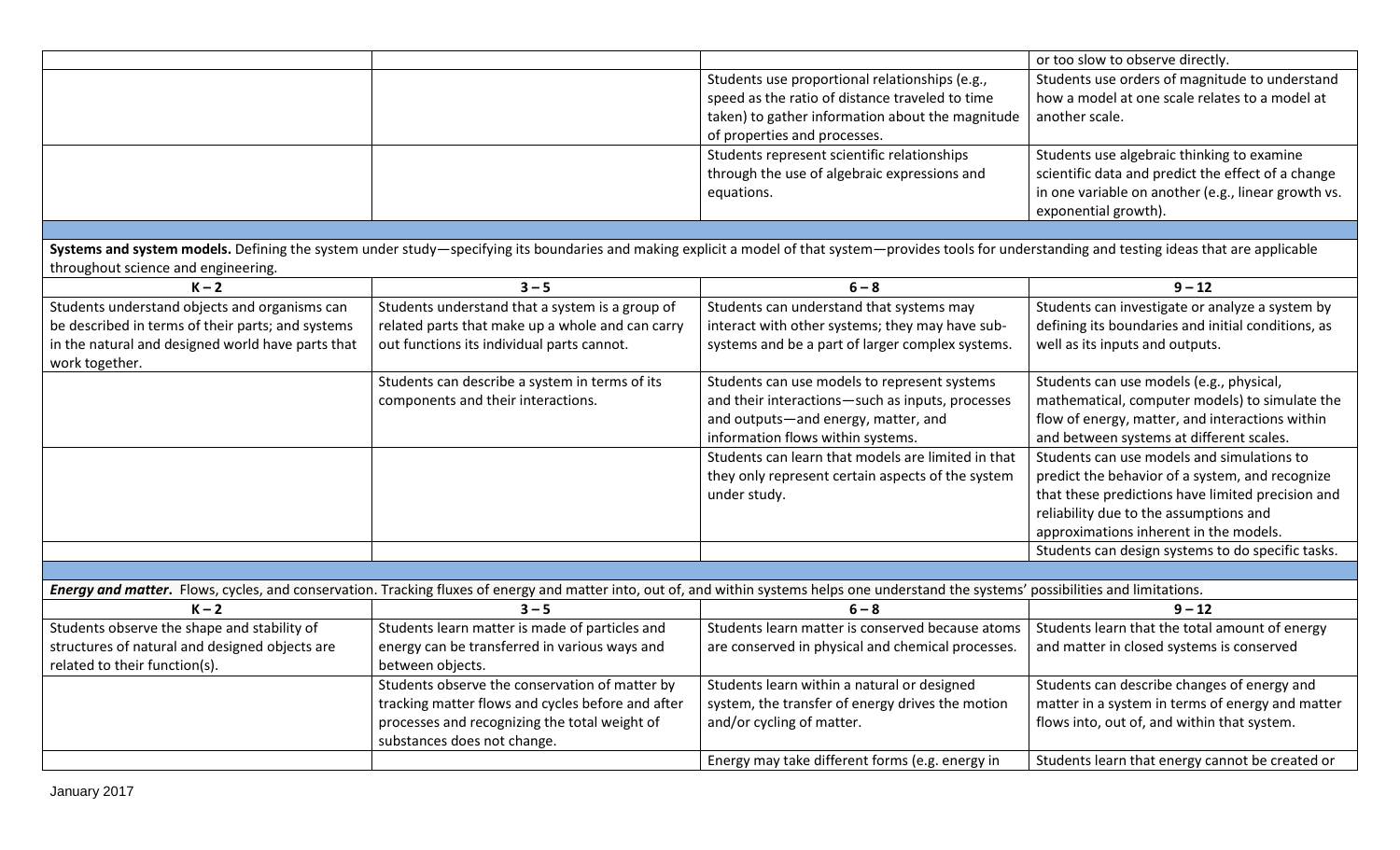| | | | or too slow to observe directly. |
|---|---|---|---|
| | | Students use proportional relationships (e.g., speed as the ratio of distance traveled to time taken) to gather information about the magnitude of properties and processes. | Students use orders of magnitude to understand how a model at one scale relates to a model at another scale. |
| | | Students represent scientific relationships through the use of algebraic expressions and equations. | Students use algebraic thinking to examine scientific data and predict the effect of a change in one variable on another (e.g., linear growth vs. exponential growth). |

**Systems and system models.** Defining the system under study—specifying its boundaries and making explicit a model of that system—provides tools for understanding and testing ideas that are applicable throughout science and engineering.

| K – 2 | 3 – 5 | 6 – 8 | 9 – 12 |
|---|---|---|---|
| Students understand objects and organisms can be described in terms of their parts; and systems in the natural and designed world have parts that work together. | Students understand that a system is a group of related parts that make up a whole and can carry out functions its individual parts cannot. | Students can understand that systems may interact with other systems; they may have sub-systems and be a part of larger complex systems. | Students can investigate or analyze a system by defining its boundaries and initial conditions, as well as its inputs and outputs. |
| | Students can describe a system in terms of its components and their interactions. | Students can use models to represent systems and their interactions—such as inputs, processes and outputs—and energy, matter, and information flows within systems. | Students can use models (e.g., physical, mathematical, computer models) to simulate the flow of energy, matter, and interactions within and between systems at different scales. |
| | | Students can learn that models are limited in that they only represent certain aspects of the system under study. | Students can use models and simulations to predict the behavior of a system, and recognize that these predictions have limited precision and reliability due to the assumptions and approximations inherent in the models. |
| | | | Students can design systems to do specific tasks. |

***Energy and matter***. Flows, cycles, and conservation. Tracking fluxes of energy and matter into, out of, and within systems helps one understand the systems' possibilities and limitations.

| K – 2 | 3 – 5 | 6 – 8 | 9 – 12 |
|---|---|---|---|
| Students observe the shape and stability of structures of natural and designed objects are related to their function(s). | Students learn matter is made of particles and energy can be transferred in various ways and between objects. | Students learn matter is conserved because atoms are conserved in physical and chemical processes. | Students learn that the total amount of energy and matter in closed systems is conserved |
| | Students observe the conservation of matter by tracking matter flows and cycles before and after processes and recognizing the total weight of substances does not change. | Students learn within a natural or designed system, the transfer of energy drives the motion and/or cycling of matter. | Students can describe changes of energy and matter in a system in terms of energy and matter flows into, out of, and within that system. |
| | | Energy may take different forms (e.g. energy in | Students learn that energy cannot be created or |

January 2017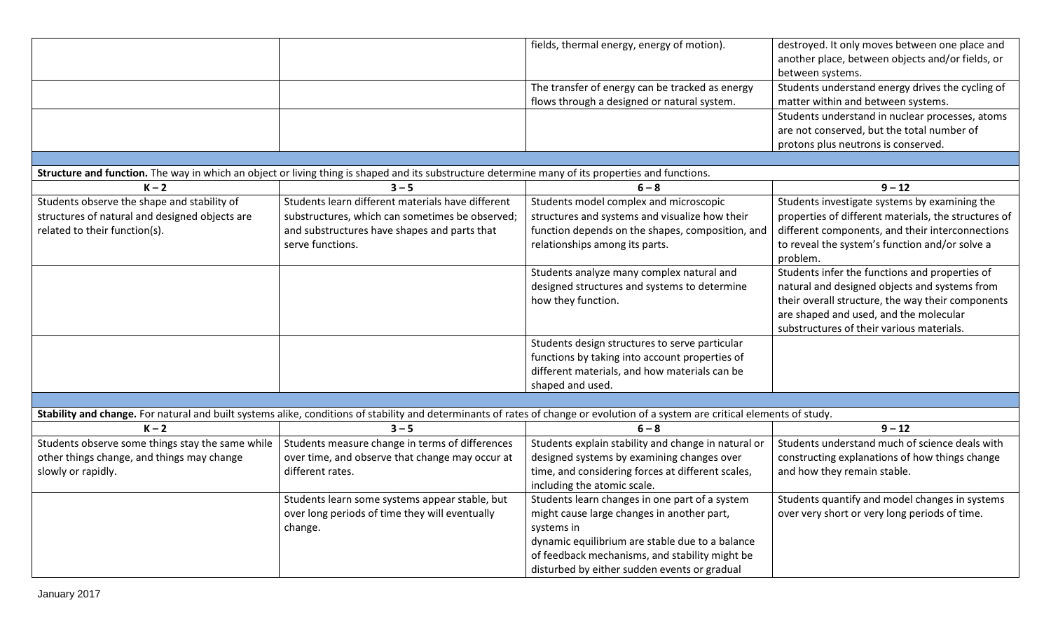| | | fields, thermal energy, energy of motion). | destroyed. It only moves between one place and another place, between objects and/or fields, or between systems. |
|---|---|---|---|
| | | The transfer of energy can be tracked as energy flows through a designed or natural system. | Students understand energy drives the cycling of matter within and between systems. |
| | | | Students understand in nuclear processes, atoms are not conserved, but the total number of protons plus neutrons is conserved. |

**Structure and function.** The way in which an object or living thing is shaped and its substructure determine many of its properties and functions.

| K – 2 | 3 – 5 | 6 – 8 | 9 – 12 |
|---|---|---|---|
| Students observe the shape and stability of structures of natural and designed objects are related to their function(s). | Students learn different materials have different substructures, which can sometimes be observed; and substructures have shapes and parts that serve functions. | Students model complex and microscopic structures and systems and visualize how their function depends on the shapes, composition, and relationships among its parts. | Students investigate systems by examining the properties of different materials, the structures of different components, and their interconnections to reveal the system's function and/or solve a problem. |
| | | Students analyze many complex natural and designed structures and systems to determine how they function. | Students infer the functions and properties of natural and designed objects and systems from their overall structure, the way their components are shaped and used, and the molecular substructures of their various materials. |
| | | Students design structures to serve particular functions by taking into account properties of different materials, and how materials can be shaped and used. | |

**Stability and change.** For natural and built systems alike, conditions of stability and determinants of rates of change or evolution of a system are critical elements of study.

| K – 2 | 3 – 5 | 6 – 8 | 9 – 12 |
|---|---|---|---|
| Students observe some things stay the same while other things change, and things may change slowly or rapidly. | Students measure change in terms of differences over time, and observe that change may occur at different rates. | Students explain stability and change in natural or designed systems by examining changes over time, and considering forces at different scales, including the atomic scale. | Students understand much of science deals with constructing explanations of how things change and how they remain stable. |
| | Students learn some systems appear stable, but over long periods of time they will eventually change. | Students learn changes in one part of a system might cause large changes in another part, systems in dynamic equilibrium are stable due to a balance of feedback mechanisms, and stability might be disturbed by either sudden events or gradual | Students quantify and model changes in systems over very short or very long periods of time. |

January 2017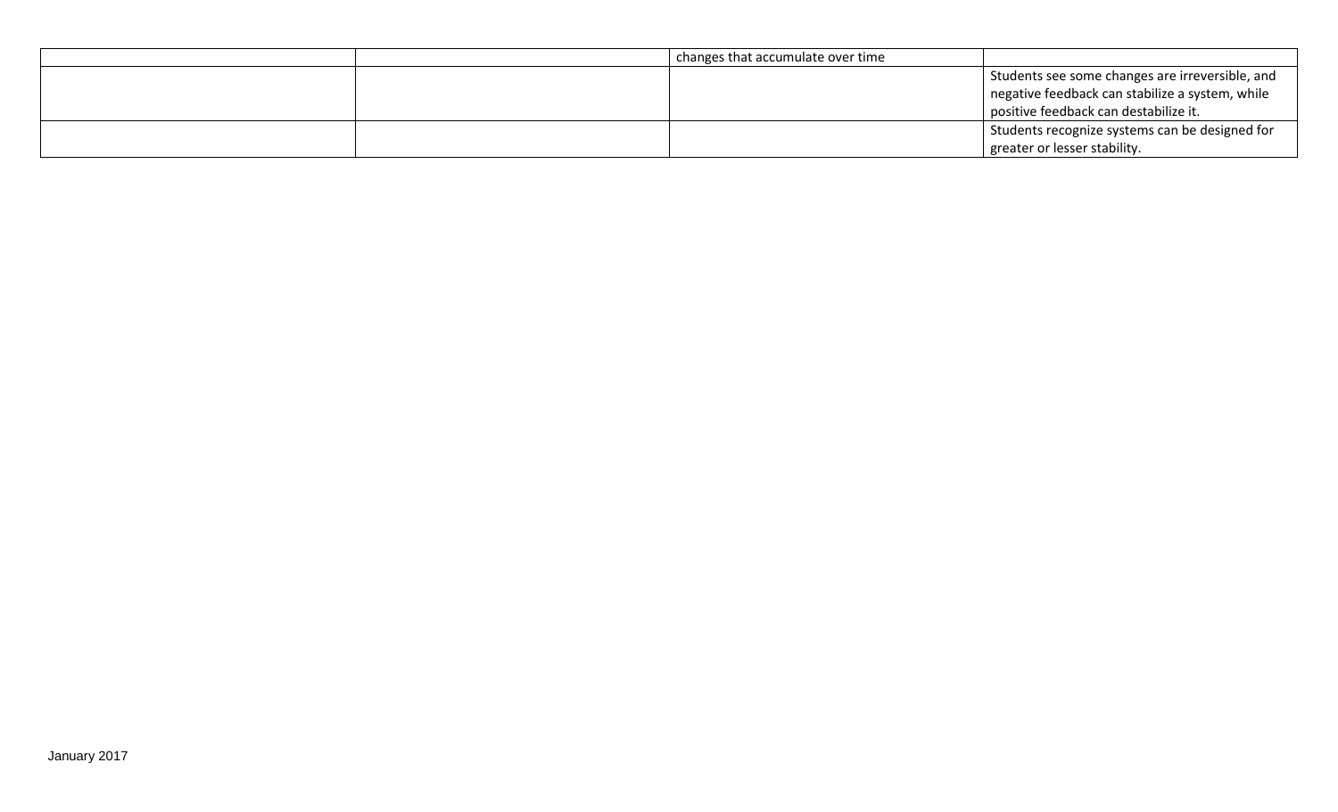| | | | |
|---|---|---|---|
| | | changes that accumulate over time | |
| | | | Students see some changes are irreversible, and negative feedback can stabilize a system, while positive feedback can destabilize it. |
| | | | Students recognize systems can be designed for greater or lesser stability. |